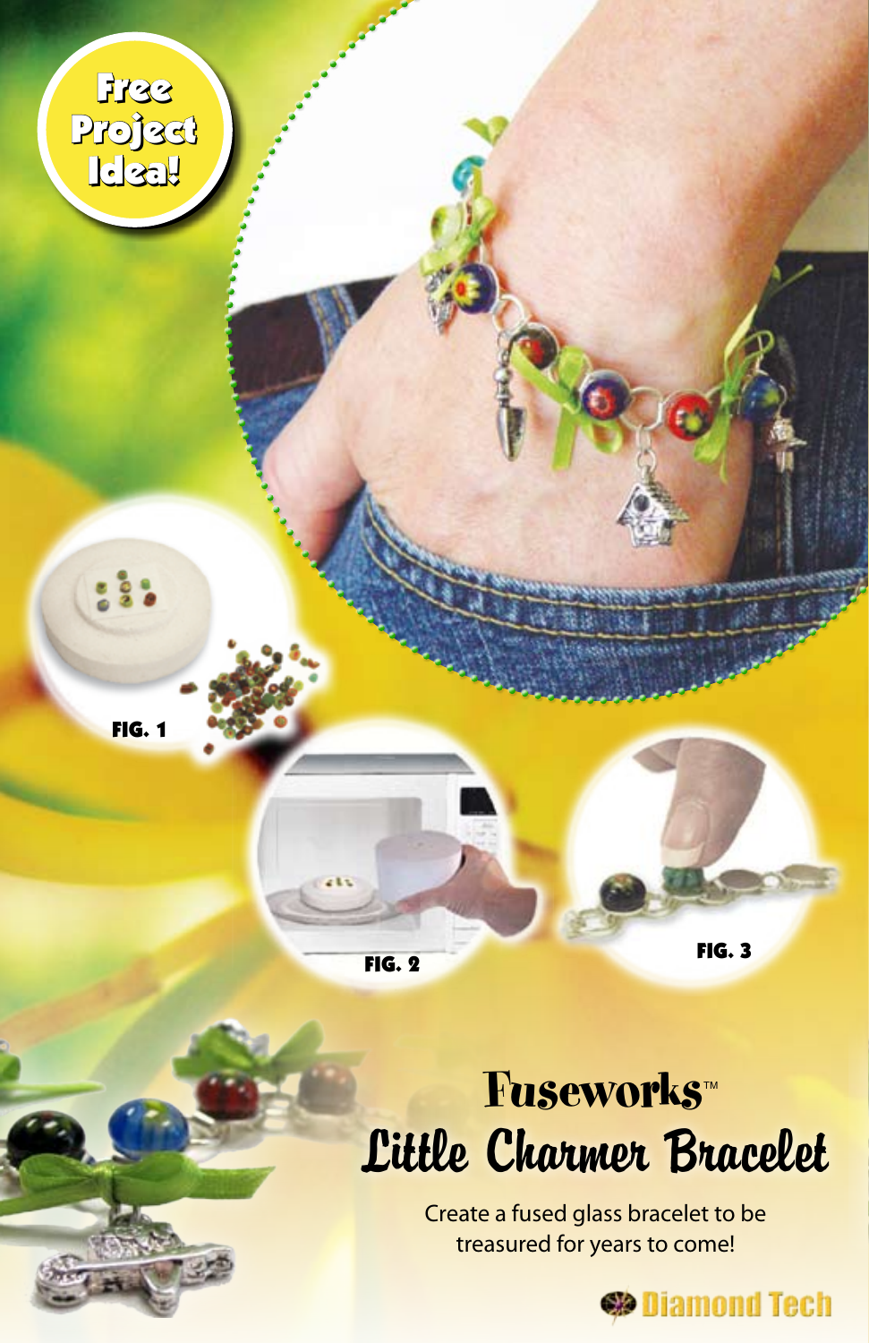Free Project Idea!

FIG. 1

FIG. 2

FIG. 3

# Fuseworks™

# Little Charmer Bracelet

Create a fused glass bracelet to be treasured for years to come!

Diamond Tech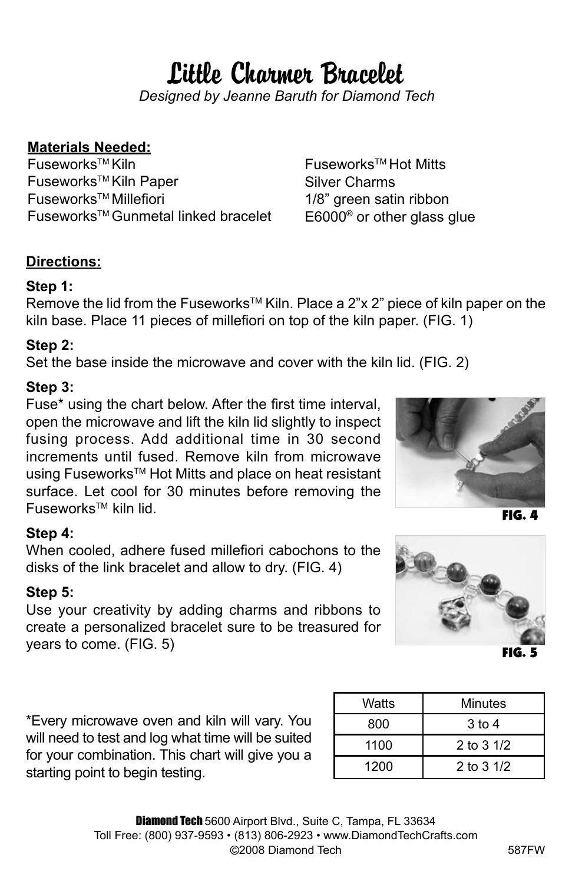# Little Charmer Bracelet

*Designed by Jeanne Baruth for Diamond Tech*

**Materials Needed:**

- Fuseworks™ Kiln
- Fuseworks™ Kiln Paper
- Fuseworks™ Millefiori
- Fuseworks™ Gunmetal linked bracelet
- Fuseworks™ Hot Mitts
- Silver Charms
- 1/8" green satin ribbon
- E6000® or other glass glue

**Directions:**

**Step 1:**
Remove the lid from the Fuseworks™ Kiln. Place a 2"x 2" piece of kiln paper on the kiln base. Place 11 pieces of millefiori on top of the kiln paper. (FIG. 1)

**Step 2:**
Set the base inside the microwave and cover with the kiln lid. (FIG. 2)

**Step 3:**
Fuse* using the chart below. After the first time interval, open the microwave and lift the kiln lid slightly to inspect fusing process. Add additional time in 30 second increments until fused. Remove kiln from microwave using Fuseworks™ Hot Mitts and place on heat resistant surface. Let cool for 30 minutes before removing the Fuseworks™ kiln lid.

FIG. 4

**Step 4:**
When cooled, adhere fused millefiori cabochons to the disks of the link bracelet and allow to dry. (FIG. 4)

**Step 5:**
Use your creativity by adding charms and ribbons to create a personalized bracelet sure to be treasured for years to come. (FIG. 5)

FIG. 5

*Every microwave oven and kiln will vary. You will need to test and log what time will be suited for your combination. This chart will give you a starting point to begin testing.

| Watts | Minutes |
| --- | --- |
| 800 | 3 to 4 |
| 1100 | 2 to 3 1/2 |
| 1200 | 2 to 3 1/2 |

**Diamond Tech** 5600 Airport Blvd., Suite C, Tampa, FL 33634
Toll Free: (800) 937-9593 • (813) 806-2923 • www.DiamondTechCrafts.com
©2008 Diamond Tech 587FW